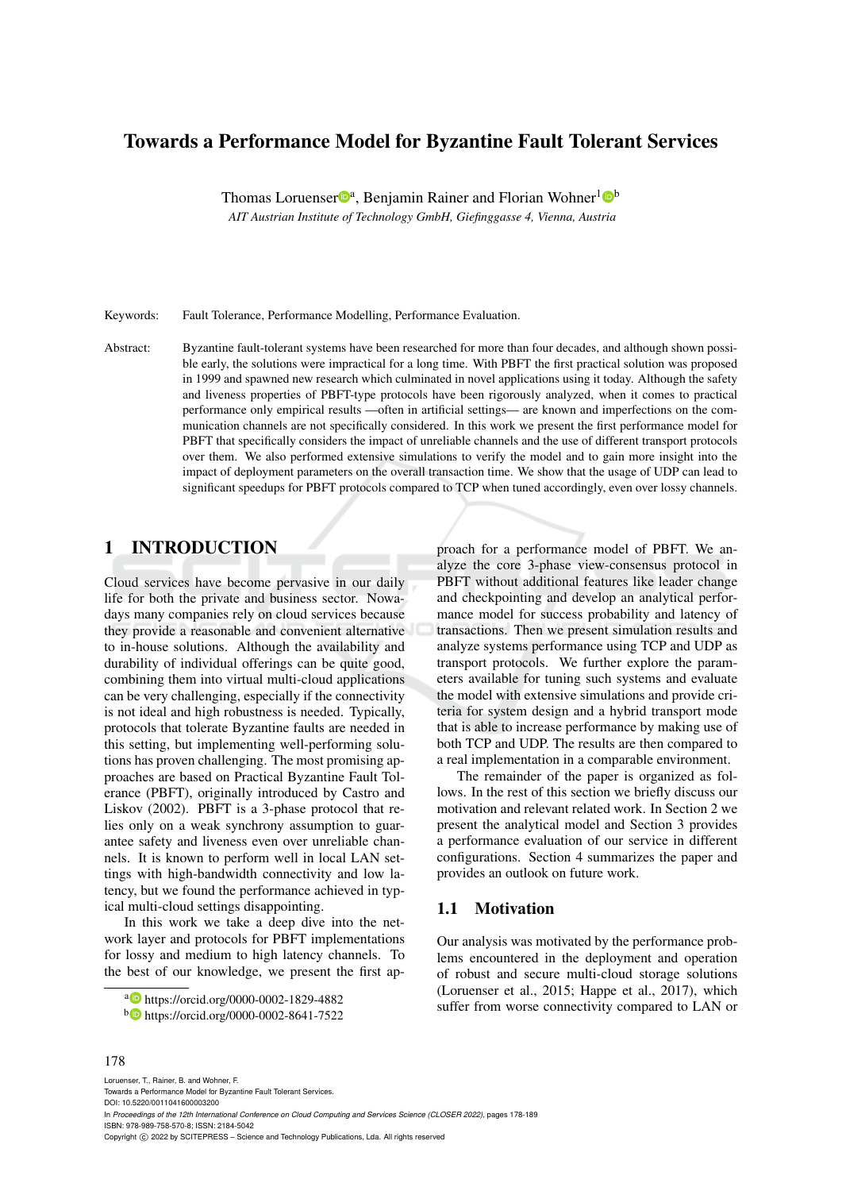# Towards a Performance Model for Byzantine Fault Tolerant Services

Thomas Loruenser[a], Benjamin Rainer and Florian Wohner[1][b]

*AIT Austrian Institute of Technology GmbH, Giefinggasse 4, Vienna, Austria*

Keywords: Fault Tolerance, Performance Modelling, Performance Evaluation.

Abstract: Byzantine fault-tolerant systems have been researched for more than four decades, and although shown possible early, the solutions were impractical for a long time. With PBFT the first practical solution was proposed in 1999 and spawned new research which culminated in novel applications using it today. Although the safety and liveness properties of PBFT-type protocols have been rigorously analyzed, when it comes to practical performance only empirical results —often in artificial settings— are known and imperfections on the communication channels are not specifically considered. In this work we present the first performance model for PBFT that specifically considers the impact of unreliable channels and the use of different transport protocols over them. We also performed extensive simulations to verify the model and to gain more insight into the impact of deployment parameters on the overall transaction time. We show that the usage of UDP can lead to significant speedups for PBFT protocols compared to TCP when tuned accordingly, even over lossy channels.

## 1 INTRODUCTION

Cloud services have become pervasive in our daily life for both the private and business sector. Nowadays many companies rely on cloud services because they provide a reasonable and convenient alternative to in-house solutions. Although the availability and durability of individual offerings can be quite good, combining them into virtual multi-cloud applications can be very challenging, especially if the connectivity is not ideal and high robustness is needed. Typically, protocols that tolerate Byzantine faults are needed in this setting, but implementing well-performing solutions has proven challenging. The most promising approaches are based on Practical Byzantine Fault Tolerance (PBFT), originally introduced by Castro and Liskov (2002). PBFT is a 3-phase protocol that relies only on a weak synchrony assumption to guarantee safety and liveness even over unreliable channels. It is known to perform well in local LAN settings with high-bandwidth connectivity and low latency, but we found the performance achieved in typical multi-cloud settings disappointing.

In this work we take a deep dive into the network layer and protocols for PBFT implementations for lossy and medium to high latency channels. To the best of our knowledge, we present the first approach for a performance model of PBFT. We analyze the core 3-phase view-consensus protocol in PBFT without additional features like leader change and checkpointing and develop an analytical performance model for success probability and latency of transactions. Then we present simulation results and analyze systems performance using TCP and UDP as transport protocols. We further explore the parameters available for tuning such systems and evaluate the model with extensive simulations and provide criteria for system design and a hybrid transport mode that is able to increase performance by making use of both TCP and UDP. The results are then compared to a real implementation in a comparable environment.

The remainder of the paper is organized as follows. In the rest of this section we briefly discuss our motivation and relevant related work. In Section 2 we present the analytical model and Section 3 provides a performance evaluation of our service in different configurations. Section 4 summarizes the paper and provides an outlook on future work.

### 1.1 Motivation

Our analysis was motivated by the performance problems encountered in the deployment and operation of robust and secure multi-cloud storage solutions (Loruenser et al., 2015; Happe et al., 2017), which suffer from worse connectivity compared to LAN or

[a] https://orcid.org/0000-0002-1829-4882

[b] https://orcid.org/0000-0002-8641-7522

Loruenser, T., Rainer, B. and Wohner, F.
Towards a Performance Model for Byzantine Fault Tolerant Services.
DOI: 10.5220/0011041600003200
In *Proceedings of the 12th International Conference on Cloud Computing and Services Science (CLOSER 2022)*, pages 178-189
ISBN: 978-989-758-570-8; ISSN: 2184-5042
Copyright © 2022 by SCITEPRESS – Science and Technology Publications, Lda. All rights reserved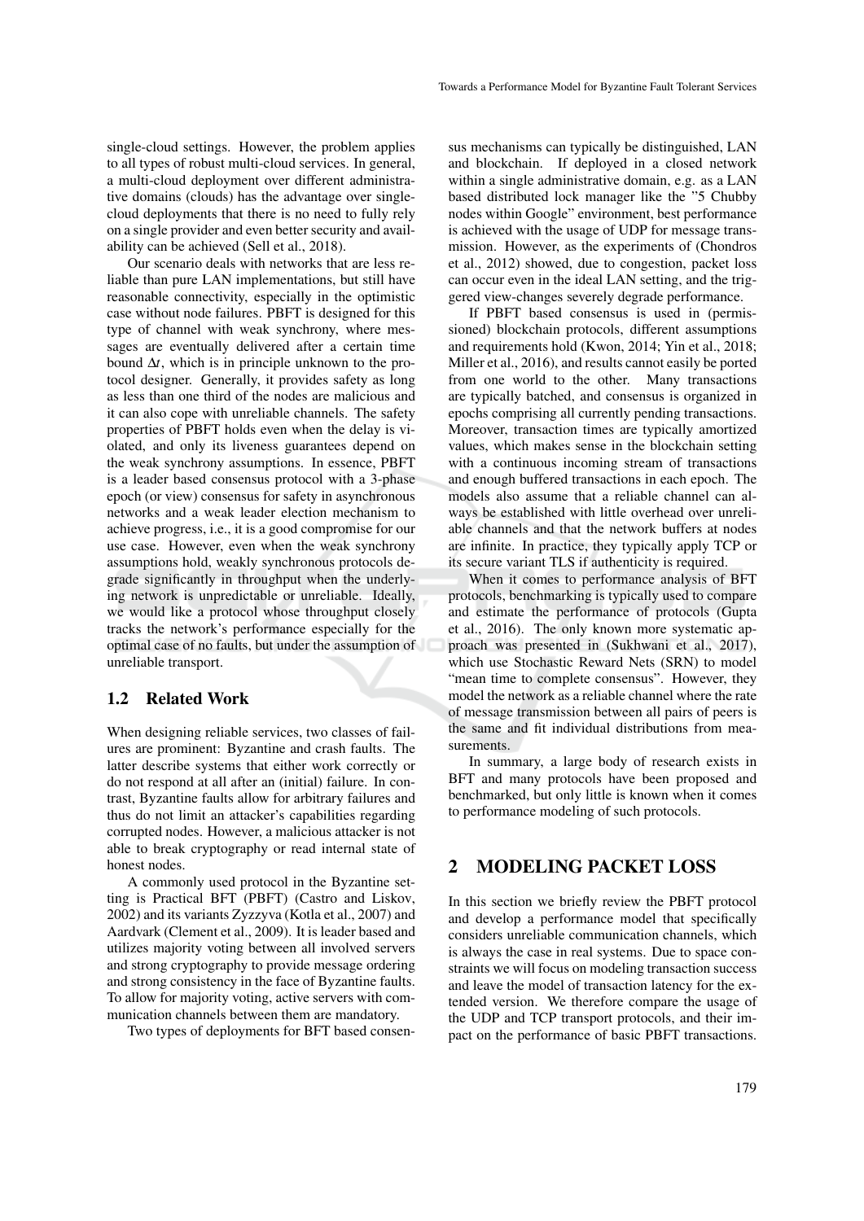single-cloud settings. However, the problem applies to all types of robust multi-cloud services. In general, a multi-cloud deployment over different administrative domains (clouds) has the advantage over single-cloud deployments that there is no need to fully rely on a single provider and even better security and availability can be achieved (Sell et al., 2018).

Our scenario deals with networks that are less reliable than pure LAN implementations, but still have reasonable connectivity, especially in the optimistic case without node failures. PBFT is designed for this type of channel with weak synchrony, where messages are eventually delivered after a certain time bound $\Delta t$, which is in principle unknown to the protocol designer. Generally, it provides safety as long as less than one third of the nodes are malicious and it can also cope with unreliable channels. The safety properties of PBFT holds even when the delay is violated, and only its liveness guarantees depend on the weak synchrony assumptions. In essence, PBFT is a leader based consensus protocol with a 3-phase epoch (or view) consensus for safety in asynchronous networks and a weak leader election mechanism to achieve progress, i.e., it is a good compromise for our use case. However, even when the weak synchrony assumptions hold, weakly synchronous protocols degrade significantly in throughput when the underlying network is unpredictable or unreliable. Ideally, we would like a protocol whose throughput closely tracks the network's performance especially for the optimal case of no faults, but under the assumption of unreliable transport.

## 1.2 Related Work

When designing reliable services, two classes of failures are prominent: Byzantine and crash faults. The latter describe systems that either work correctly or do not respond at all after an (initial) failure. In contrast, Byzantine faults allow for arbitrary failures and thus do not limit an attacker's capabilities regarding corrupted nodes. However, a malicious attacker is not able to break cryptography or read internal state of honest nodes.

A commonly used protocol in the Byzantine setting is Practical BFT (PBFT) (Castro and Liskov, 2002) and its variants Zyzzyva (Kotla et al., 2007) and Aardvark (Clement et al., 2009). It is leader based and utilizes majority voting between all involved servers and strong cryptography to provide message ordering and strong consistency in the face of Byzantine faults. To allow for majority voting, active servers with communication channels between them are mandatory.

Two types of deployments for BFT based consensus mechanisms can typically be distinguished, LAN and blockchain. If deployed in a closed network within a single administrative domain, e.g. as a LAN based distributed lock manager like the "5 Chubby nodes within Google" environment, best performance is achieved with the usage of UDP for message transmission. However, as the experiments of (Chondros et al., 2012) showed, due to congestion, packet loss can occur even in the ideal LAN setting, and the triggered view-changes severely degrade performance.

If PBFT based consensus is used in (permissioned) blockchain protocols, different assumptions and requirements hold (Kwon, 2014; Yin et al., 2018; Miller et al., 2016), and results cannot easily be ported from one world to the other. Many transactions are typically batched, and consensus is organized in epochs comprising all currently pending transactions. Moreover, transaction times are typically amortized values, which makes sense in the blockchain setting with a continuous incoming stream of transactions and enough buffered transactions in each epoch. The models also assume that a reliable channel can always be established with little overhead over unreliable channels and that the network buffers at nodes are infinite. In practice, they typically apply TCP or its secure variant TLS if authenticity is required.

When it comes to performance analysis of BFT protocols, benchmarking is typically used to compare and estimate the performance of protocols (Gupta et al., 2016). The only known more systematic approach was presented in (Sukhwani et al., 2017), which use Stochastic Reward Nets (SRN) to model "mean time to complete consensus". However, they model the network as a reliable channel where the rate of message transmission between all pairs of peers is the same and fit individual distributions from measurements.

In summary, a large body of research exists in BFT and many protocols have been proposed and benchmarked, but only little is known when it comes to performance modeling of such protocols.

# 2 MODELING PACKET LOSS

In this section we briefly review the PBFT protocol and develop a performance model that specifically considers unreliable communication channels, which is always the case in real systems. Due to space constraints we will focus on modeling transaction success and leave the model of transaction latency for the extended version. We therefore compare the usage of the UDP and TCP transport protocols, and their impact on the performance of basic PBFT transactions.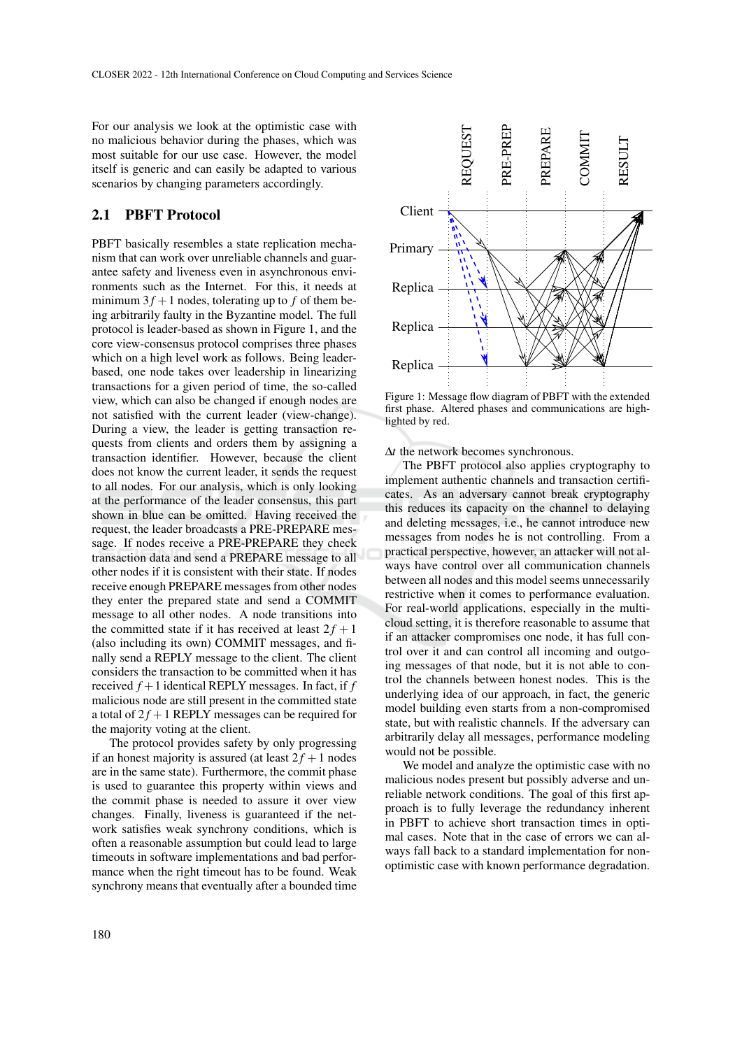For our analysis we look at the optimistic case with no malicious behavior during the phases, which was most suitable for our use case. However, the model itself is generic and can easily be adapted to various scenarios by changing parameters accordingly.

## 2.1 PBFT Protocol

PBFT basically resembles a state replication mechanism that can work over unreliable channels and guarantee safety and liveness even in asynchronous environments such as the Internet. For this, it needs at minimum $3f+1$ nodes, tolerating up to $f$ of them being arbitrarily faulty in the Byzantine model. The full protocol is leader-based as shown in Figure 1, and the core view-consensus protocol comprises three phases which on a high level work as follows. Being leader-based, one node takes over leadership in linearizing transactions for a given period of time, the so-called view, which can also be changed if enough nodes are not satisfied with the current leader (view-change). During a view, the leader is getting transaction requests from clients and orders them by assigning a transaction identifier. However, because the client does not know the current leader, it sends the request to all nodes. For our analysis, which is only looking at the performance of the leader consensus, this part shown in blue can be omitted. Having received the request, the leader broadcasts a PRE-PREPARE message. If nodes receive a PRE-PREPARE they check transaction data and send a PREPARE message to all other nodes if it is consistent with their state. If nodes receive enough PREPARE messages from other nodes they enter the prepared state and send a COMMIT message to all other nodes. A node transitions into the committed state if it has received at least $2f+1$ (also including its own) COMMIT messages, and finally send a REPLY message to the client. The client considers the transaction to be committed when it has received $f+1$ identical REPLY messages. In fact, if $f$ malicious node are still present in the committed state a total of $2f+1$ REPLY messages can be required for the majority voting at the client.

The protocol provides safety by only progressing if an honest majority is assured (at least $2f+1$ nodes are in the same state). Furthermore, the commit phase is used to guarantee this property within views and the commit phase is needed to assure it over view changes. Finally, liveness is guaranteed if the network satisfies weak synchrony conditions, which is often a reasonable assumption but could lead to large timeouts in software implementations and bad performance when the right timeout has to be found. Weak synchrony means that eventually after a bounded time $\Delta t$ the network becomes synchronous.

Figure 1: Message flow diagram of PBFT with the extended first phase. Altered phases and communications are highlighted by red.

The PBFT protocol also applies cryptography to implement authentic channels and transaction certificates. As an adversary cannot break cryptography this reduces its capacity on the channel to delaying and deleting messages, i.e., he cannot introduce new messages from nodes he is not controlling. From a practical perspective, however, an attacker will not always have control over all communication channels between all nodes and this model seems unnecessarily restrictive when it comes to performance evaluation. For real-world applications, especially in the multi-cloud setting, it is therefore reasonable to assume that if an attacker compromises one node, it has full control over it and can control all incoming and outgoing messages of that node, but it is not able to control the channels between honest nodes. This is the underlying idea of our approach, in fact, the generic model building even starts from a non-compromised state, but with realistic channels. If the adversary can arbitrarily delay all messages, performance modeling would not be possible.

We model and analyze the optimistic case with no malicious nodes present but possibly adverse and unreliable network conditions. The goal of this first approach is to fully leverage the redundancy inherent in PBFT to achieve short transaction times in optimal cases. Note that in the case of errors we can always fall back to a standard implementation for non-optimistic case with known performance degradation.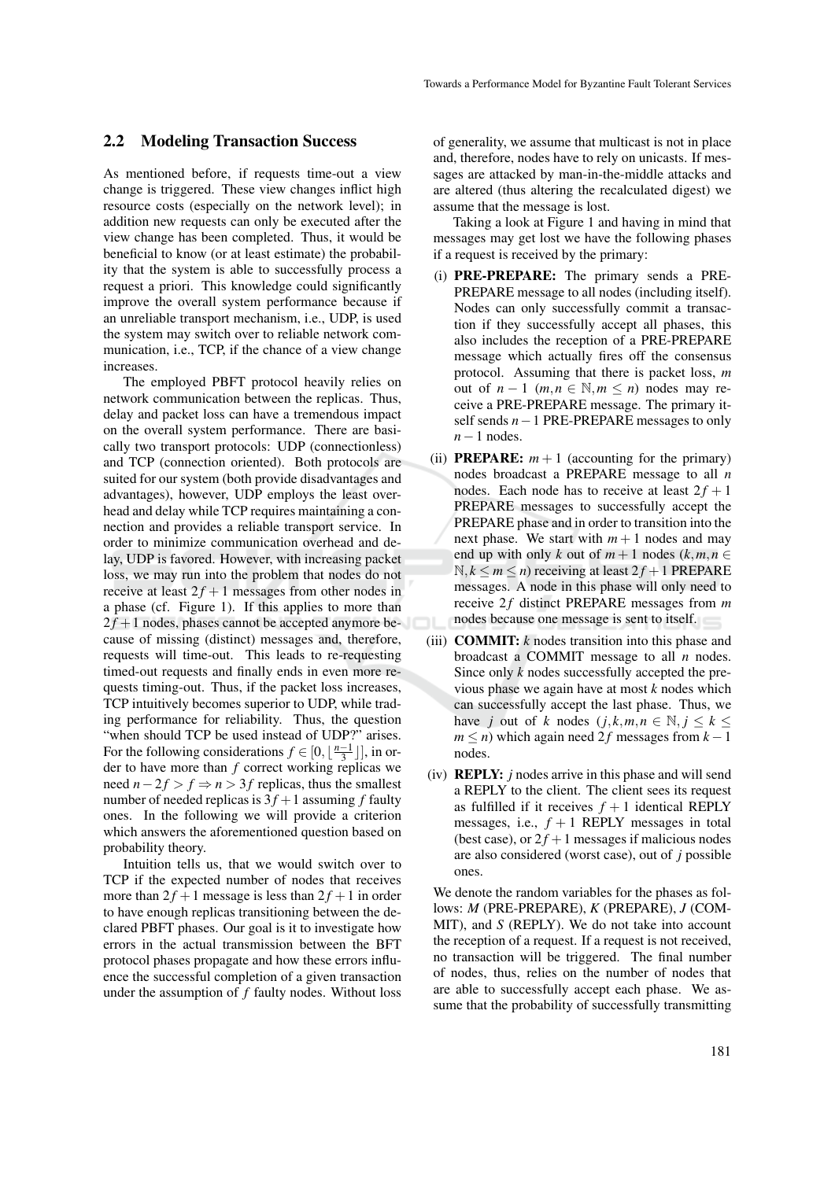## 2.2 Modeling Transaction Success

As mentioned before, if requests time-out a view change is triggered. These view changes inflict high resource costs (especially on the network level); in addition new requests can only be executed after the view change has been completed. Thus, it would be beneficial to know (or at least estimate) the probability that the system is able to successfully process a request a priori. This knowledge could significantly improve the overall system performance because if an unreliable transport mechanism, i.e., UDP, is used the system may switch over to reliable network communication, i.e., TCP, if the chance of a view change increases.

The employed PBFT protocol heavily relies on network communication between the replicas. Thus, delay and packet loss can have a tremendous impact on the overall system performance. There are basically two transport protocols: UDP (connectionless) and TCP (connection oriented). Both protocols are suited for our system (both provide disadvantages and advantages), however, UDP employs the least overhead and delay while TCP requires maintaining a connection and provides a reliable transport service. In order to minimize communication overhead and delay, UDP is favored. However, with increasing packet loss, we may run into the problem that nodes do not receive at least $2f+1$ messages from other nodes in a phase (cf. Figure 1). If this applies to more than $2f+1$ nodes, phases cannot be accepted anymore because of missing (distinct) messages and, therefore, requests will time-out. This leads to re-requesting timed-out requests and finally ends in even more requests timing-out. Thus, if the packet loss increases, TCP intuitively becomes superior to UDP, while trading performance for reliability. Thus, the question "when should TCP be used instead of UDP?" arises. For the following considerations $f \in [0, \lfloor \frac{n-1}{3} \rfloor]$, in order to have more than $f$ correct working replicas we need $n - 2f > f \Rightarrow n > 3f$ replicas, thus the smallest number of needed replicas is $3f+1$ assuming $f$ faulty ones. In the following we will provide a criterion which answers the aforementioned question based on probability theory.

Intuition tells us, that we would switch over to TCP if the expected number of nodes that receives more than $2f+1$ message is less than $2f+1$ in order to have enough replicas transitioning between the declared PBFT phases. Our goal is it to investigate how errors in the actual transmission between the BFT protocol phases propagate and how these errors influence the successful completion of a given transaction under the assumption of $f$ faulty nodes. Without loss of generality, we assume that multicast is not in place and, therefore, nodes have to rely on unicasts. If messages are attacked by man-in-the-middle attacks and are altered (thus altering the recalculated digest) we assume that the message is lost.

Taking a look at Figure 1 and having in mind that messages may get lost we have the following phases if a request is received by the primary:

(i) **PRE-PREPARE:** The primary sends a PRE-PREPARE message to all nodes (including itself). Nodes can only successfully commit a transaction if they successfully accept all phases, this also includes the reception of a PRE-PREPARE message which actually fires off the consensus protocol. Assuming that there is packet loss, $m$ out of $n-1$ ($m,n \in \mathbb{N}, m \leq n$) nodes may receive a PRE-PREPARE message. The primary itself sends $n-1$ PRE-PREPARE messages to only $n-1$ nodes.

(ii) **PREPARE:** $m+1$ (accounting for the primary) nodes broadcast a PREPARE message to all $n$ nodes. Each node has to receive at least $2f+1$ PREPARE messages to successfully accept the PREPARE phase and in order to transition into the next phase. We start with $m+1$ nodes and may end up with only $k$ out of $m+1$ nodes ($k,m,n \in \mathbb{N}, k \leq m \leq n$) receiving at least $2f+1$ PREPARE messages. A node in this phase will only need to receive $2f$ distinct PREPARE messages from $m$ nodes because one message is sent to itself.

(iii) **COMMIT:** $k$ nodes transition into this phase and broadcast a COMMIT message to all $n$ nodes. Since only $k$ nodes successfully accepted the previous phase we again have at most $k$ nodes which can successfully accept the last phase. Thus, we have $j$ out of $k$ nodes ($j,k,m,n \in \mathbb{N}, j \leq k \leq m \leq n$) which again need $2f$ messages from $k-1$ nodes.

(iv) **REPLY:** $j$ nodes arrive in this phase and will send a REPLY to the client. The client sees its request as fulfilled if it receives $f+1$ identical REPLY messages, i.e., $f+1$ REPLY messages in total (best case), or $2f+1$ messages if malicious nodes are also considered (worst case), out of $j$ possible ones.

We denote the random variables for the phases as follows: $M$ (PRE-PREPARE), $K$ (PREPARE), $J$ (COMMIT), and $S$ (REPLY). We do not take into account the reception of a request. If a request is not received, no transaction will be triggered. The final number of nodes, thus, relies on the number of nodes that are able to successfully accept each phase. We assume that the probability of successfully transmitting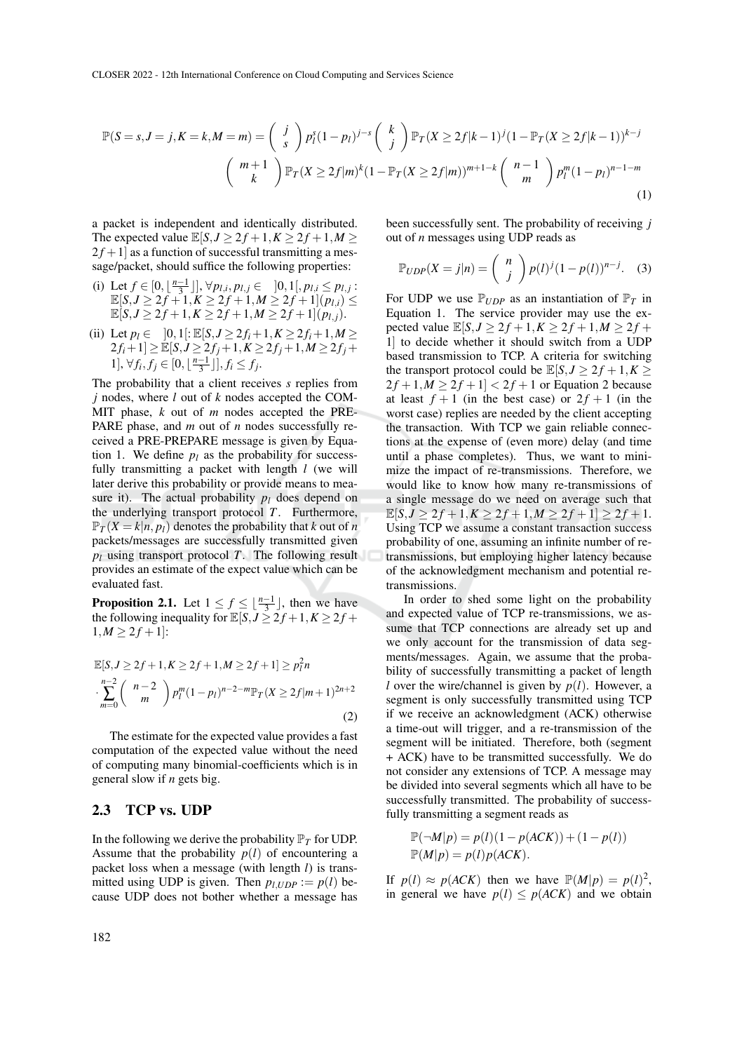$$\mathbb{P}(S=s,J=j,K=k,M=m) = \binom{j}{s} p_l^s (1-p_l)^{j-s} \binom{k}{j} \mathbb{P}_T(X \geq 2f|k-1)^j (1-\mathbb{P}_T(X \geq 2f|k-1))^{k-j} \binom{m+1}{k} \mathbb{P}_T(X \geq 2f|m)^k (1-\mathbb{P}_T(X \geq 2f|m))^{m+1-k} \binom{n-1}{m} p_l^m (1-p_l)^{n-1-m} \tag{1}$$

a packet is independent and identically distributed. The expected value $\mathbb{E}[S,J \geq 2f+1, K \geq 2f+1, M \geq 2f+1]$ as a function of successful transmitting a message/packet, should suffice the following properties:

(i) Let $f \in [0, \lfloor \frac{n-1}{3} \rfloor], \forall p_{l,i}, p_{l,j} \in \; ]0,1[, p_{l,i} \leq p_{l,j}$ : $\mathbb{E}[S,J \geq 2f+1, K \geq 2f+1, M \geq 2f+1](p_{l,i}) \leq \mathbb{E}[S,J \geq 2f+1, K \geq 2f+1, M \geq 2f+1](p_{l,j})$.

(ii) Let $p_l \in \; ]0,1[$: $\mathbb{E}[S,J \geq 2f_i+1, K \geq 2f_i+1, M \geq 2f_i+1] \geq \mathbb{E}[S,J \geq 2f_j+1, K \geq 2f_j+1, M \geq 2f_j+1], \forall f_i, f_j \in [0, \lfloor \frac{n-1}{3} \rfloor], f_i \leq f_j$.

The probability that a client receives $s$ replies from $j$ nodes, where $l$ out of $k$ nodes accepted the COMMIT phase, $k$ out of $m$ nodes accepted the PREPARE phase, and $m$ out of $n$ nodes successfully received a PRE-PREPARE message is given by Equation 1. We define $p_l$ as the probability for successfully transmitting a packet with length $l$ (we will later derive this probability or provide means to measure it). The actual probability $p_l$ does depend on the underlying transport protocol $T$. Furthermore, $\mathbb{P}_T(X=k|n,p_l)$ denotes the probability that $k$ out of $n$ packets/messages are successfully transmitted given $p_l$ using transport protocol $T$. The following result provides an estimate of the expect value which can be evaluated fast.

**Proposition 2.1.** Let $1 \leq f \leq \lfloor \frac{n-1}{3} \rfloor$, then we have the following inequality for $\mathbb{E}[S,J \geq 2f+1, K \geq 2f+1, M \geq 2f+1]$:

$$\mathbb{E}[S,J \geq 2f+1, K \geq 2f+1, M \geq 2f+1] \geq p_l^2 n \cdot \sum_{m=0}^{n-2} \binom{n-2}{m} p_l^m (1-p_l)^{n-2-m} \mathbb{P}_T(X \geq 2f|m+1)^{2n+2} \tag{2}$$

The estimate for the expected value provides a fast computation of the expected value without the need of computing many binomial-coefficients which is in general slow if $n$ gets big.

## 2.3 TCP vs. UDP

In the following we derive the probability $\mathbb{P}_T$ for UDP. Assume that the probability $p(l)$ of encountering a packet loss when a message (with length $l$) is transmitted using UDP is given. Then $p_{l,UDP} := p(l)$ because UDP does not bother whether a message has been successfully sent. The probability of receiving $j$ out of $n$ messages using UDP reads as

$$\mathbb{P}_{UDP}(X=j|n) = \binom{n}{j} p(l)^j (1-p(l))^{n-j}. \tag{3}$$

For UDP we use $\mathbb{P}_{UDP}$ as an instantiation of $\mathbb{P}_T$ in Equation 1. The service provider may use the expected value $\mathbb{E}[S,J \geq 2f+1, K \geq 2f+1, M \geq 2f+1]$ to decide whether it should switch from a UDP based transmission to TCP. A criteria for switching the transport protocol could be $\mathbb{E}[S,J \geq 2f+1, K \geq 2f+1, M \geq 2f+1] < 2f+1$ or Equation 2 because at least $f+1$ (in the best case) or $2f+1$ (in the worst case) replies are needed by the client accepting the transaction. With TCP we gain reliable connections at the expense of (even more) delay (and time until a phase completes). Thus, we want to minimize the impact of re-transmissions. Therefore, we would like to know how many re-transmissions of a single message do we need on average such that $\mathbb{E}[S,J \geq 2f+1, K \geq 2f+1, M \geq 2f+1] \geq 2f+1$. Using TCP we assume a constant transaction success probability of one, assuming an infinite number of re-transmissions, but employing higher latency because of the acknowledgment mechanism and potential re-transmissions.

In order to shed some light on the probability and expected value of TCP re-transmissions, we assume that TCP connections are already set up and we only account for the transmission of data segments/messages. Again, we assume that the probability of successfully transmitting a packet of length $l$ over the wire/channel is given by $p(l)$. However, a segment is only successfully transmitted using TCP if we receive an acknowledgment (ACK) otherwise a time-out will trigger, and a re-transmission of the segment will be initiated. Therefore, both (segment + ACK) have to be transmitted successfully. We do not consider any extensions of TCP. A message may be divided into several segments which all have to be successfully transmitted. The probability of successfully transmitting a segment reads as

$$\mathbb{P}(\neg M|p) = p(l)(1-p(ACK)) + (1-p(l))$$
$$\mathbb{P}(M|p) = p(l)p(ACK).$$

If $p(l) \approx p(ACK)$ then we have $\mathbb{P}(M|p) = p(l)^2$, in general we have $p(l) \leq p(ACK)$ and we obtain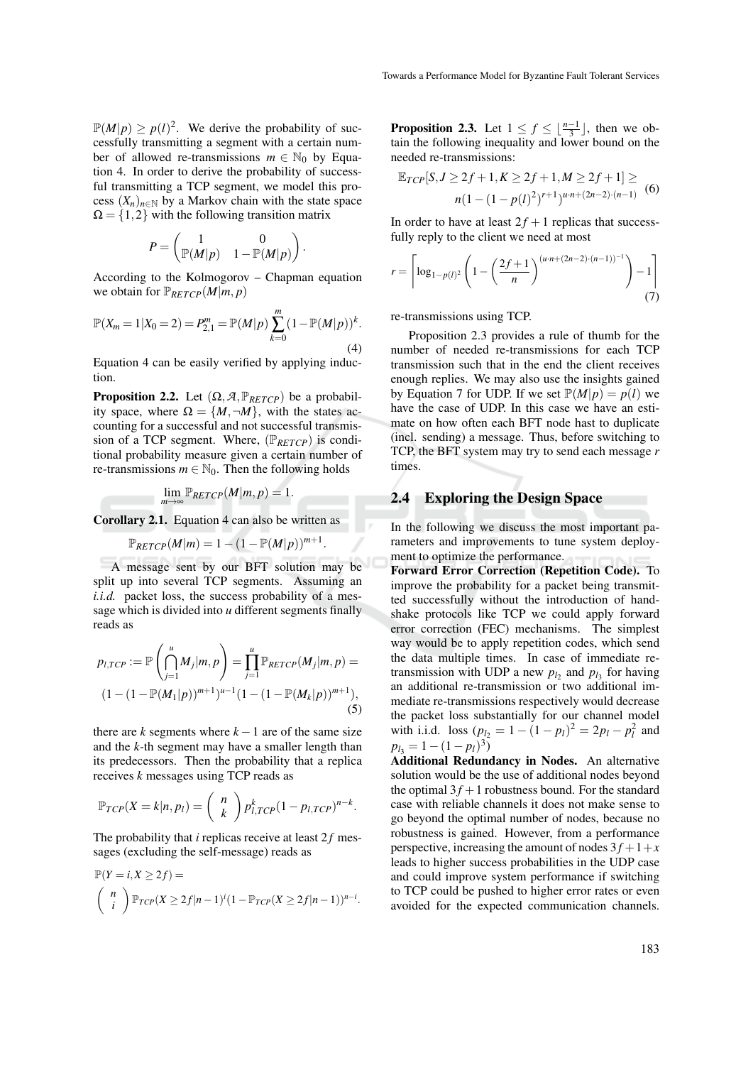$\mathbb{P}(M|p) \geq p(l)^2$. We derive the probability of successfully transmitting a segment with a certain number of allowed re-transmissions $m \in \mathbb{N}_0$ by Equation 4. In order to derive the probability of successful transmitting a TCP segment, we model this process $(X_n)_{n\in\mathbb{N}}$ by a Markov chain with the state space $\Omega = \{1,2\}$ with the following transition matrix

$$P = \begin{pmatrix} 1 & 0 \\ \mathbb{P}(M|p) & 1-\mathbb{P}(M|p) \end{pmatrix}.$$

According to the Kolmogorov – Chapman equation we obtain for $\mathbb{P}_{RETCP}(M|m,p)$

$$\mathbb{P}(X_m = 1|X_0 = 2) = P^m_{2,1} = \mathbb{P}(M|p)\sum_{k=0}^{m}(1-\mathbb{P}(M|p))^k. \tag{4}$$

Equation 4 can be easily verified by applying induction.

**Proposition 2.2.** Let $(\Omega, \mathcal{A}, \mathbb{P}_{RETCP})$ be a probability space, where $\Omega = \{M, \neg M\}$, with the states accounting for a successful and not successful transmission of a TCP segment. Where, $(\mathbb{P}_{RETCP})$ is conditional probability measure given a certain number of re-transmissions $m \in \mathbb{N}_0$. Then the following holds

$$\lim_{m\to\infty} \mathbb{P}_{RETCP}(M|m,p) = 1.$$

**Corollary 2.1.** Equation 4 can also be written as

$$\mathbb{P}_{RETCP}(M|m) = 1-(1-\mathbb{P}(M|p))^{m+1}.$$

A message sent by our BFT solution may be split up into several TCP segments. Assuming an *i.i.d.* packet loss, the success probability of a message which is divided into $u$ different segments finally reads as

$$p_{l,TCP} := \mathbb{P}\left(\bigcap_{j=1}^{u} M_j|m,p\right) = \prod_{j=1}^{u}\mathbb{P}_{RETCP}(M_j|m,p) = (1-(1-\mathbb{P}(M_1|p))^{m+1})^{u-1}(1-(1-\mathbb{P}(M_k|p))^{m+1}), \tag{5}$$

there are $k$ segments where $k-1$ are of the same size and the $k$-th segment may have a smaller length than its predecessors. Then the probability that a replica receives $k$ messages using TCP reads as

$$\mathbb{P}_{TCP}(X = k|n, p_l) = \binom{n}{k} p_{l,TCP}^k (1-p_{l,TCP})^{n-k}.$$

The probability that $i$ replicas receive at least $2f$ messages (excluding the self-message) reads as

$$\mathbb{P}(Y = i, X \geq 2f) = \binom{n}{i}\mathbb{P}_{TCP}(X \geq 2f|n-1)^i(1-\mathbb{P}_{TCP}(X \geq 2f|n-1))^{n-i}.$$

**Proposition 2.3.** Let $1 \leq f \leq \lfloor \frac{n-1}{3} \rfloor$, then we obtain the following inequality and lower bound on the needed re-transmissions:

$$\mathbb{E}_{TCP}[S, J \geq 2f+1, K \geq 2f+1, M \geq 2f+1] \geq n(1-(1-p(l)^2)^{r+1})^{u\cdot n+(2n-2)\cdot(n-1)} \tag{6}$$

In order to have at least $2f+1$ replicas that successfully reply to the client we need at most

$$r = \left\lceil \log_{1-p(l)^2}\left(1-\left(\frac{2f+1}{n}\right)^{(u\cdot n+(2n-2)\cdot(n-1))^{-1}}\right)-1\right\rceil \tag{7}$$

re-transmissions using TCP.

Proposition 2.3 provides a rule of thumb for the number of needed re-transmissions for each TCP transmission such that in the end the client receives enough replies. We may also use the insights gained by Equation 7 for UDP. If we set $\mathbb{P}(M|p) = p(l)$ we have the case of UDP. In this case we have an estimate on how often each BFT node hast to duplicate (incl. sending) a message. Thus, before switching to TCP, the BFT system may try to send each message $r$ times.

## 2.4 Exploring the Design Space

In the following we discuss the most important parameters and improvements to tune system deployment to optimize the performance.

**Forward Error Correction (Repetition Code).** To improve the probability for a packet being transmitted successfully without the introduction of handshake protocols like TCP we could apply forward error correction (FEC) mechanisms. The simplest way would be to apply repetition codes, which send the data multiple times. In case of immediate retransmission with UDP a new $p_{l_2}$ and $p_{l_3}$ for having an additional re-transmission or two additional immediate re-transmissions respectively would decrease the packet loss substantially for our channel model with i.i.d. loss ($p_{l_2} = 1-(1-p_l)^2 = 2p_l - p_l^2$ and $p_{l_3} = 1-(1-p_l)^3$)

**Additional Redundancy in Nodes.** An alternative solution would be the use of additional nodes beyond the optimal $3f+1$ robustness bound. For the standard case with reliable channels it does not make sense to go beyond the optimal number of nodes, because no robustness is gained. However, from a performance perspective, increasing the amount of nodes $3f+1+x$ leads to higher success probabilities in the UDP case and could improve system performance if switching to TCP could be pushed to higher error rates or even avoided for the expected communication channels.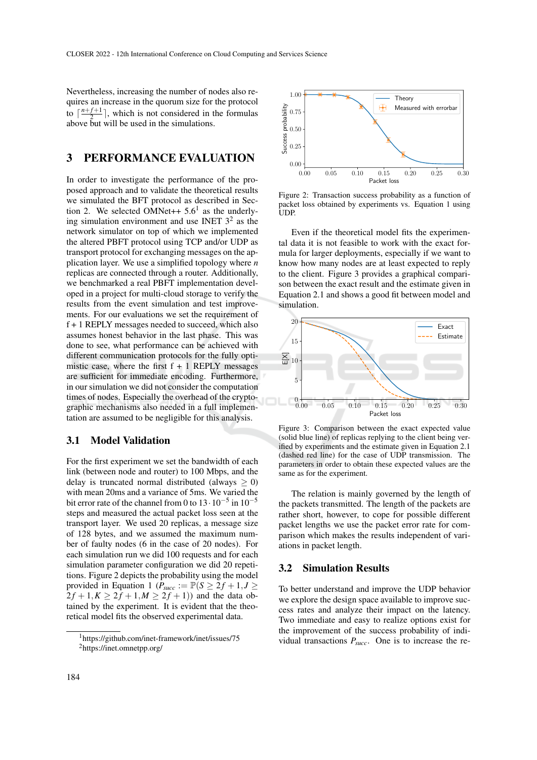Nevertheless, increasing the number of nodes also requires an increase in the quorum size for the protocol to $\lceil \frac{n+f+1}{2} \rceil$, which is not considered in the formulas above but will be used in the simulations.

## 3 PERFORMANCE EVALUATION

In order to investigate the performance of the proposed approach and to validate the theoretical results we simulated the BFT protocol as described in Section 2. We selected OMNeT++ 5.6[1] as the underlying simulation environment and use INET 3[2] as the network simulator on top of which we implemented the altered PBFT protocol using TCP and/or UDP as transport protocol for exchanging messages on the application layer. We use a simplified topology where $n$ replicas are connected through a router. Additionally, we benchmarked a real PBFT implementation developed in a project for multi-cloud storage to verify the results from the event simulation and test improvements. For our evaluations we set the requirement of f + 1 REPLY messages needed to succeed, which also assumes honest behavior in the last phase. This was done to see, what performance can be achieved with different communication protocols for the fully optimistic case, where the first f + 1 REPLY messages are sufficient for immediate encoding. Furthermore, in our simulation we did not consider the computation times of nodes. Especially the overhead of the cryptographic mechanisms also needed in a full implementation are assumed to be negligible for this analysis.

### 3.1 Model Validation

For the first experiment we set the bandwidth of each link (between node and router) to 100 Mbps, and the delay is truncated normal distributed (always $\geq 0$) with mean 20ms and a variance of 5ms. We varied the bit error rate of the channel from 0 to $13 \cdot 10^{-5}$ in $10^{-5}$ steps and measured the actual packet loss seen at the transport layer. We used 20 replicas, a message size of 128 bytes, and we assumed the maximum number of faulty nodes (6 in the case of 20 nodes). For each simulation run we did 100 requests and for each simulation parameter configuration we did 20 repetitions. Figure 2 depicts the probability using the model provided in Equation 1 ($P_{succ} := \mathbb{P}(S \geq 2f+1, J \geq 2f+1, K \geq 2f+1, M \geq 2f+1)$) and the data obtained by the experiment. It is evident that the theoretical model fits the observed experimental data.

Figure 2: Transaction success probability as a function of packet loss obtained by experiments vs. Equation 1 using UDP.

Even if the theoretical model fits the experimental data it is not feasible to work with the exact formula for larger deployments, especially if we want to know how many nodes are at least expected to reply to the client. Figure 3 provides a graphical comparison between the exact result and the estimate given in Equation 2.1 and shows a good fit between model and simulation.

Figure 3: Comparison between the exact expected value (solid blue line) of replicas replying to the client being verified by experiments and the estimate given in Equation 2.1 (dashed red line) for the case of UDP transmission. The parameters in order to obtain these expected values are the same as for the experiment.

The relation is mainly governed by the length of the packets transmitted. The length of the packets are rather short, however, to cope for possible different packet lengths we use the packet error rate for comparison which makes the results independent of variations in packet length.

### 3.2 Simulation Results

To better understand and improve the UDP behavior we explore the design space available to improve success rates and analyze their impact on the latency. Two immediate and easy to realize options exist for the improvement of the success probability of individual transactions $P_{succ}$. One is to increase the re-

[1] https://github.com/inet-framework/inet/issues/75
[2] https://inet.omnetpp.org/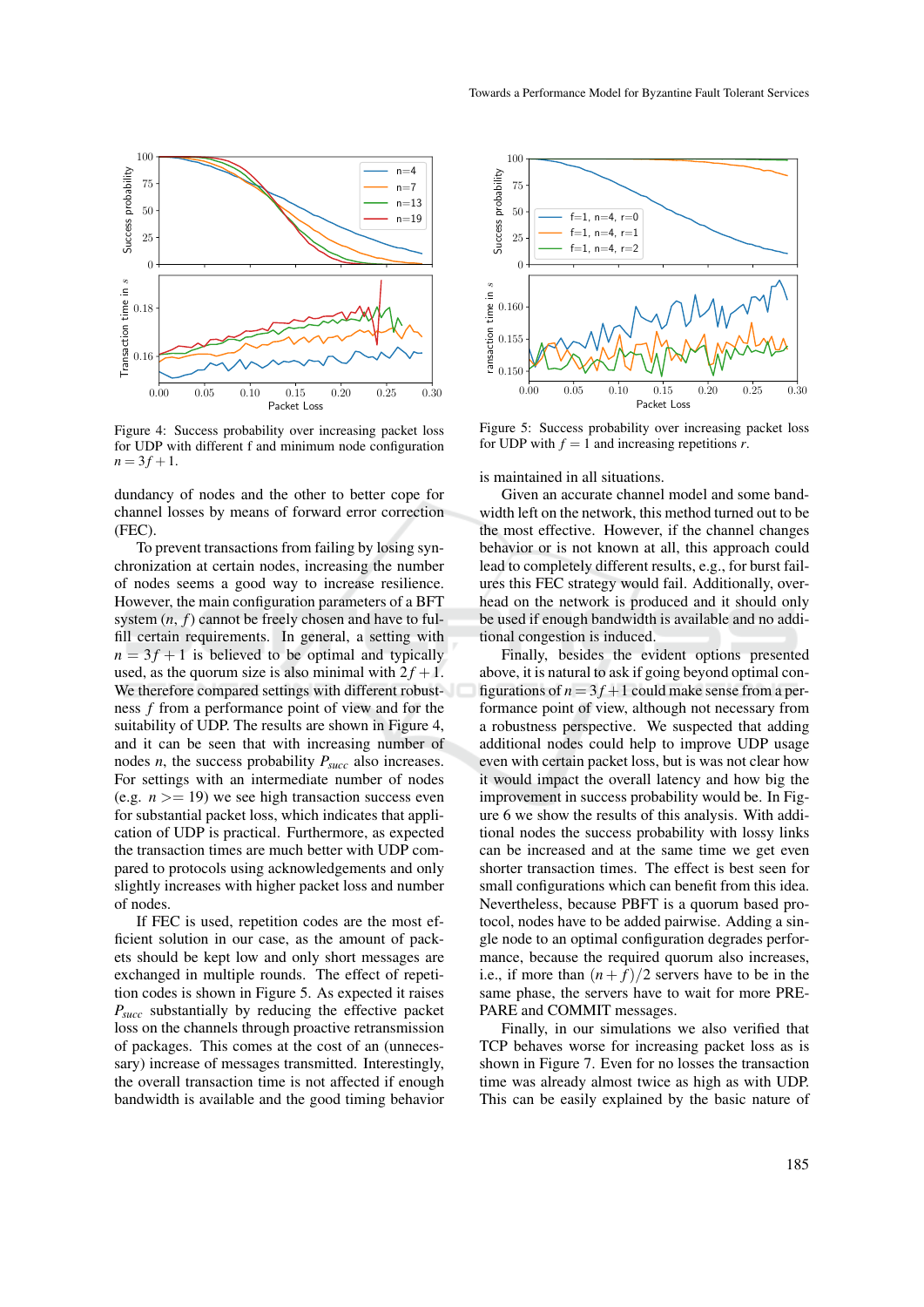Figure 4: Success probability over increasing packet loss for UDP with different f and minimum node configuration $n = 3f + 1$.

dundancy of nodes and the other to better cope for channel losses by means of forward error correction (FEC).

To prevent transactions from failing by losing synchronization at certain nodes, increasing the number of nodes seems a good way to increase resilience. However, the main configuration parameters of a BFT system ($n$, $f$) cannot be freely chosen and have to fulfill certain requirements. In general, a setting with $n = 3f + 1$ is believed to be optimal and typically used, as the quorum size is also minimal with $2f + 1$. We therefore compared settings with different robustness $f$ from a performance point of view and for the suitability of UDP. The results are shown in Figure 4, and it can be seen that with increasing number of nodes $n$, the success probability $P_{succ}$ also increases. For settings with an intermediate number of nodes (e.g. $n >= 19$) we see high transaction success even for substantial packet loss, which indicates that application of UDP is practical. Furthermore, as expected the transaction times are much better with UDP compared to protocols using acknowledgements and only slightly increases with higher packet loss and number of nodes.

If FEC is used, repetition codes are the most efficient solution in our case, as the amount of packets should be kept low and only short messages are exchanged in multiple rounds. The effect of repetition codes is shown in Figure 5. As expected it raises $P_{succ}$ substantially by reducing the effective packet loss on the channels through proactive retransmission of packages. This comes at the cost of an (unnecessary) increase of messages transmitted. Interestingly, the overall transaction time is not affected if enough bandwidth is available and the good timing behavior

Figure 5: Success probability over increasing packet loss for UDP with $f = 1$ and increasing repetitions $r$.

is maintained in all situations.

Given an accurate channel model and some bandwidth left on the network, this method turned out to be the most effective. However, if the channel changes behavior or is not known at all, this approach could lead to completely different results, e.g., for burst failures this FEC strategy would fail. Additionally, overhead on the network is produced and it should only be used if enough bandwidth is available and no additional congestion is induced.

Finally, besides the evident options presented above, it is natural to ask if going beyond optimal configurations of $n = 3f + 1$ could make sense from a performance point of view, although not necessary from a robustness perspective. We suspected that adding additional nodes could help to improve UDP usage even with certain packet loss, but is was not clear how it would impact the overall latency and how big the improvement in success probability would be. In Figure 6 we show the results of this analysis. With additional nodes the success probability with lossy links can be increased and at the same time we get even shorter transaction times. The effect is best seen for small configurations which can benefit from this idea. Nevertheless, because PBFT is a quorum based protocol, nodes have to be added pairwise. Adding a single node to an optimal configuration degrades performance, because the required quorum also increases, i.e., if more than $(n + f)/2$ servers have to be in the same phase, the servers have to wait for more PREPARE and COMMIT messages.

Finally, in our simulations we also verified that TCP behaves worse for increasing packet loss as is shown in Figure 7. Even for no losses the transaction time was already almost twice as high as with UDP. This can be easily explained by the basic nature of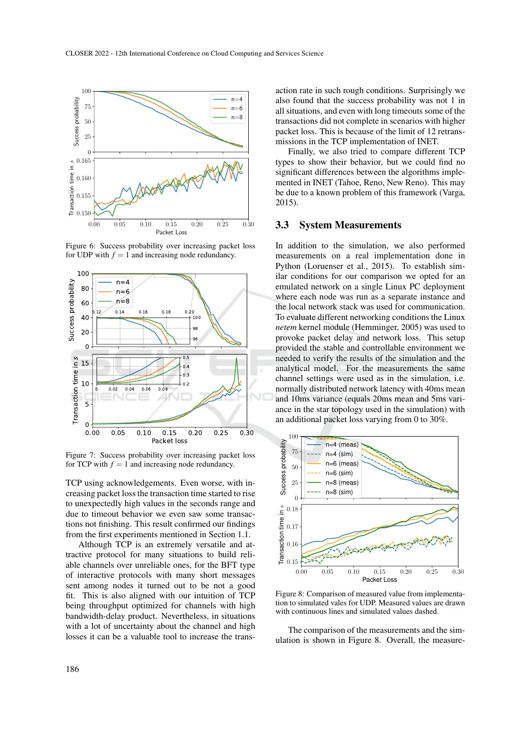Figure 6: Success probability over increasing packet loss for UDP with $f = 1$ and increasing node redundancy.

Figure 7: Success probability over increasing packet loss for TCP with $f = 1$ and increasing node redundancy.

TCP using acknowledgements. Even worse, with increasing packet loss the transaction time started to rise to unexpectedly high values in the seconds range and due to timeout behavior we even saw some transactions not finishing. This result confirmed our findings from the first experiments mentioned in Section 1.1.

Although TCP is an extremely versatile and attractive protocol for many situations to build reliable channels over unreliable ones, for the BFT type of interactive protocols with many short messages sent among nodes it turned out to be not a good fit. This is also aligned with our intuition of TCP being high throughput optimized for channels with high bandwidth-delay product. Nevertheless, in situations with a lot of uncertainty about the channel and high losses it can be a valuable tool to increase the transaction rate in such rough conditions. Surprisingly we also found that the success probability was not 1 in all situations, and even with long timeouts some of the transactions did not complete in scenarios with higher packet loss. This is because of the limit of 12 retransmissions in the TCP implementation of INET.

Finally, we also tried to compare different TCP types to show their behavior, but we could find no significant differences between the algorithms implemented in INET (Tahoe, Reno, New Reno). This may be due to a known problem of this framework (Varga, 2015).

## 3.3 System Measurements

In addition to the simulation, we also performed measurements on a real implementation done in Python (Loruenser et al., 2015). To establish similar conditions for our comparison we opted for an emulated network on a single Linux PC deployment where each node was run as a separate instance and the local network stack was used for communication. To evaluate different networking conditions the Linux *netem* kernel module (Hemminger, 2005) was used to provoke packet delay and network loss. This setup provided the stable and controllable environment we needed to verify the results of the simulation and the analytical model. For the measurements the same channel settings were used as in the simulation, i.e. normally distributed network latency with 40ms mean and 10ms variance (equals 20ms mean and 5ms variance in the star topology used in the simulation) with an additional packet loss varying from 0 to 30%.

Figure 8: Comparison of measured value from implementation to simulated vales for UDP. Measured values are drawn with continuous lines and simulated values dashed.

The comparison of the measurements and the simulation is shown in Figure 8. Overall, the measure-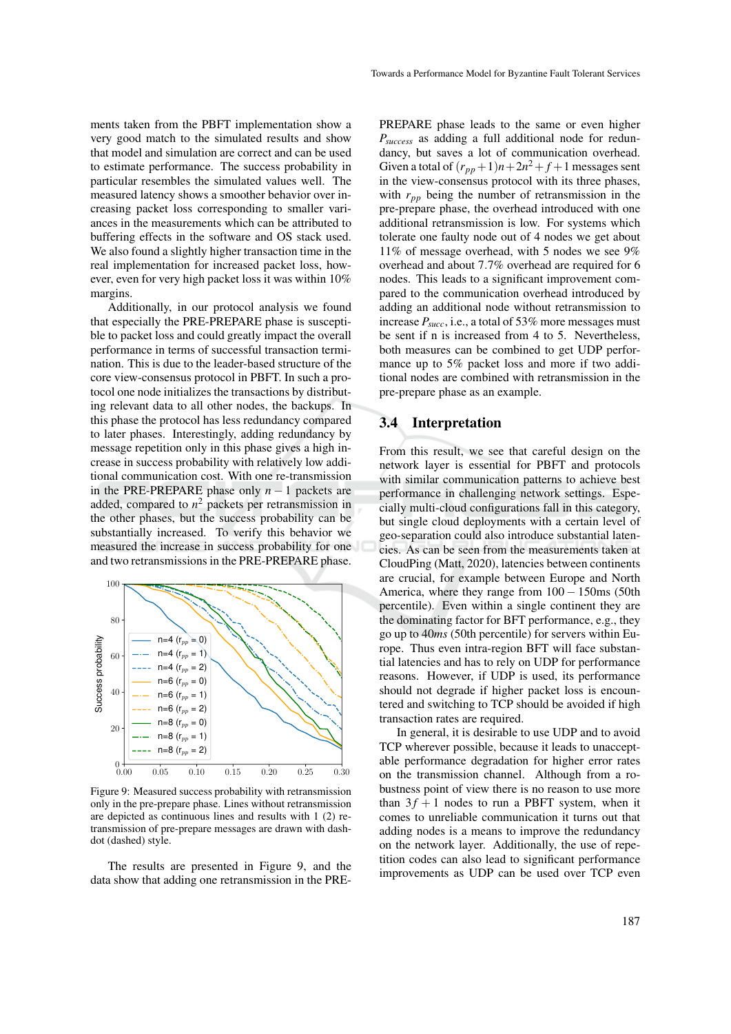ments taken from the PBFT implementation show a very good match to the simulated results and show that model and simulation are correct and can be used to estimate performance. The success probability in particular resembles the simulated values well. The measured latency shows a smoother behavior over increasing packet loss corresponding to smaller variances in the measurements which can be attributed to buffering effects in the software and OS stack used. We also found a slightly higher transaction time in the real implementation for increased packet loss, however, even for very high packet loss it was within 10% margins.

Additionally, in our protocol analysis we found that especially the PRE-PREPARE phase is susceptible to packet loss and could greatly impact the overall performance in terms of successful transaction termination. This is due to the leader-based structure of the core view-consensus protocol in PBFT. In such a protocol one node initializes the transactions by distributing relevant data to all other nodes, the backups. In this phase the protocol has less redundancy compared to later phases. Interestingly, adding redundancy by message repetition only in this phase gives a high increase in success probability with relatively low additional communication cost. With one re-transmission in the PRE-PREPARE phase only $n-1$ packets are added, compared to $n^2$ packets per retransmission in the other phases, but the success probability can be substantially increased. To verify this behavior we measured the increase in success probability for one and two retransmissions in the PRE-PREPARE phase.

Figure 9: Measured success probability with retransmission only in the pre-prepare phase. Lines without retransmission are depicted as continuous lines and results with 1 (2) retransmission of pre-prepare messages are drawn with dash-dot (dashed) style.

The results are presented in Figure 9, and the data show that adding one retransmission in the PRE-PREPARE phase leads to the same or even higher $P_{success}$ as adding a full additional node for redundancy, but saves a lot of communication overhead. Given a total of $(r_{pp}+1)n+2n^2+f+1$ messages sent in the view-consensus protocol with its three phases, with $r_{pp}$ being the number of retransmission in the pre-prepare phase, the overhead introduced with one additional retransmission is low. For systems which tolerate one faulty node out of 4 nodes we get about 11% of message overhead, with 5 nodes we see 9% overhead and about 7.7% overhead are required for 6 nodes. This leads to a significant improvement compared to the communication overhead introduced by adding an additional node without retransmission to increase $P_{succ}$, i.e., a total of 53% more messages must be sent if n is increased from 4 to 5. Nevertheless, both measures can be combined to get UDP performance up to 5% packet loss and more if two additional nodes are combined with retransmission in the pre-prepare phase as an example.

### 3.4 Interpretation

From this result, we see that careful design on the network layer is essential for PBFT and protocols with similar communication patterns to achieve best performance in challenging network settings. Especially multi-cloud configurations fall in this category, but single cloud deployments with a certain level of geo-separation could also introduce substantial latencies. As can be seen from the measurements taken at CloudPing (Matt, 2020), latencies between continents are crucial, for example between Europe and North America, where they range from $100-150$ms (50th percentile). Even within a single continent they are the dominating factor for BFT performance, e.g., they go up to $40ms$ (50th percentile) for servers within Europe. Thus even intra-region BFT will face substantial latencies and has to rely on UDP for performance reasons. However, if UDP is used, its performance should not degrade if higher packet loss is encountered and switching to TCP should be avoided if high transaction rates are required.

In general, it is desirable to use UDP and to avoid TCP wherever possible, because it leads to unacceptable performance degradation for higher error rates on the transmission channel. Although from a robustness point of view there is no reason to use more than $3f+1$ nodes to run a PBFT system, when it comes to unreliable communication it turns out that adding nodes is a means to improve the redundancy on the network layer. Additionally, the use of repetition codes can also lead to significant performance improvements as UDP can be used over TCP even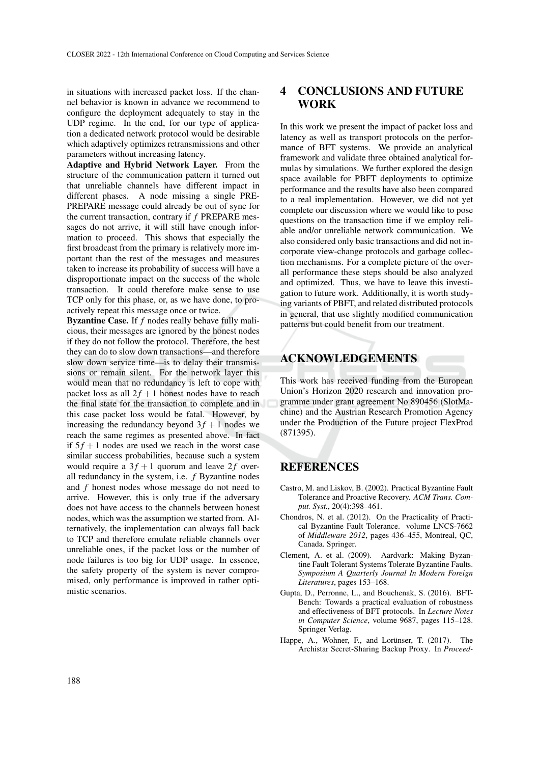in situations with increased packet loss. If the channel behavior is known in advance we recommend to configure the deployment adequately to stay in the UDP regime. In the end, for our type of application a dedicated network protocol would be desirable which adaptively optimizes retransmissions and other parameters without increasing latency.

**Adaptive and Hybrid Network Layer.** From the structure of the communication pattern it turned out that unreliable channels have different impact in different phases. A node missing a single PRE-PREPARE message could already be out of sync for the current transaction, contrary if $f$ PREPARE messages do not arrive, it will still have enough information to proceed. This shows that especially the first broadcast from the primary is relatively more important than the rest of the messages and measures taken to increase its probability of success will have a disproportionate impact on the success of the whole transaction. It could therefore make sense to use TCP only for this phase, or, as we have done, to proactively repeat this message once or twice.

**Byzantine Case.** If $f$ nodes really behave fully malicious, their messages are ignored by the honest nodes if they do not follow the protocol. Therefore, the best they can do to slow down transactions—and therefore slow down service time—is to delay their transmissions or remain silent. For the network layer this would mean that no redundancy is left to cope with packet loss as all $2f+1$ honest nodes have to reach the final state for the transaction to complete and in this case packet loss would be fatal. However, by increasing the redundancy beyond $3f+1$ nodes we reach the same regimes as presented above. In fact if $5f+1$ nodes are used we reach in the worst case similar success probabilities, because such a system would require a $3f+1$ quorum and leave $2f$ overall redundancy in the system, i.e. $f$ Byzantine nodes and $f$ honest nodes whose message do not need to arrive. However, this is only true if the adversary does not have access to the channels between honest nodes, which was the assumption we started from. Alternatively, the implementation can always fall back to TCP and therefore emulate reliable channels over unreliable ones, if the packet loss or the number of node failures is too big for UDP usage. In essence, the safety property of the system is never compromised, only performance is improved in rather optimistic scenarios.

# 4 CONCLUSIONS AND FUTURE WORK

In this work we present the impact of packet loss and latency as well as transport protocols on the performance of BFT systems. We provide an analytical framework and validate three obtained analytical formulas by simulations. We further explored the design space available for PBFT deployments to optimize performance and the results have also been compared to a real implementation. However, we did not yet complete our discussion where we would like to pose questions on the transaction time if we employ reliable and/or unreliable network communication. We also considered only basic transactions and did not incorporate view-change protocols and garbage collection mechanisms. For a complete picture of the overall performance these steps should be also analyzed and optimized. Thus, we have to leave this investigation to future work. Additionally, it is worth studying variants of PBFT, and related distributed protocols in general, that use slightly modified communication patterns but could benefit from our treatment.

# ACKNOWLEDGEMENTS

This work has received funding from the European Union's Horizon 2020 research and innovation programme under grant agreement No 890456 (SlotMachine) and the Austrian Research Promotion Agency under the Production of the Future project FlexProd (871395).

# REFERENCES

Castro, M. and Liskov, B. (2002). Practical Byzantine Fault Tolerance and Proactive Recovery. *ACM Trans. Comput. Syst.*, 20(4):398–461.

Chondros, N. et al. (2012). On the Practicality of Practical Byzantine Fault Tolerance. volume LNCS-7662 of *Middleware 2012*, pages 436–455, Montreal, QC, Canada. Springer.

Clement, A. et al. (2009). Aardvark: Making Byzantine Fault Tolerant Systems Tolerate Byzantine Faults. *Symposium A Quarterly Journal In Modern Foreign Literatures*, pages 153–168.

Gupta, D., Perronne, L., and Bouchenak, S. (2016). BFT-Bench: Towards a practical evaluation of robustness and effectiveness of BFT protocols. In *Lecture Notes in Computer Science*, volume 9687, pages 115–128. Springer Verlag.

Happe, A., Wohner, F., and Lorünser, T. (2017). The Archistar Secret-Sharing Backup Proxy. In *Proceed-*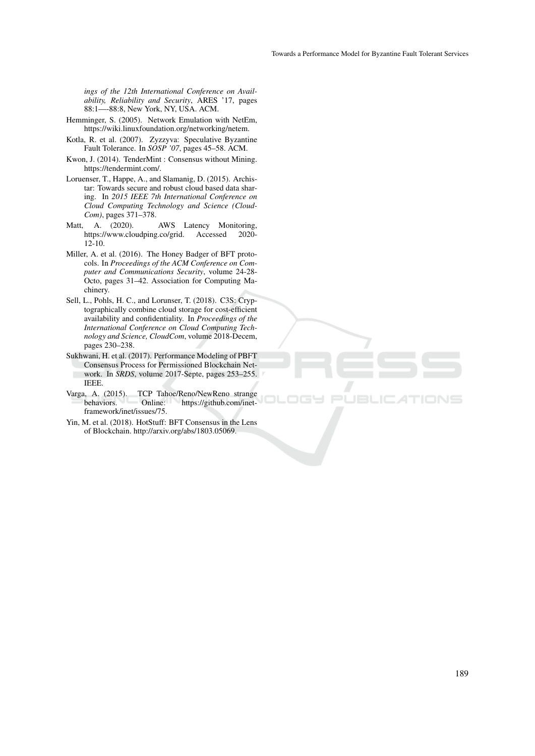*ings of the 12th International Conference on Availability, Reliability and Security*, ARES '17, pages 88:1—-88:8, New York, NY, USA. ACM.

Hemminger, S. (2005). Network Emulation with NetEm, https://wiki.linuxfoundation.org/networking/netem.

Kotla, R. et al. (2007). Zyzzyva: Speculative Byzantine Fault Tolerance. In *SOSP '07*, pages 45–58. ACM.

Kwon, J. (2014). TenderMint : Consensus without Mining. https://tendermint.com/.

Loruenser, T., Happe, A., and Slamanig, D. (2015). Archistar: Towards secure and robust cloud based data sharing. In *2015 IEEE 7th International Conference on Cloud Computing Technology and Science (CloudCom)*, pages 371–378.

Matt, A. (2020). AWS Latency Monitoring, https://www.cloudping.co/grid. Accessed 2020-12-10.

Miller, A. et al. (2016). The Honey Badger of BFT protocols. In *Proceedings of the ACM Conference on Computer and Communications Security*, volume 24-28-Octo, pages 31–42. Association for Computing Machinery.

Sell, L., Pohls, H. C., and Lorunser, T. (2018). C3S: Cryptographically combine cloud storage for cost-efficient availability and confidentiality. In *Proceedings of the International Conference on Cloud Computing Technology and Science, CloudCom*, volume 2018-Decem, pages 230–238.

Sukhwani, H. et al. (2017). Performance Modeling of PBFT Consensus Process for Permissioned Blockchain Network. In *SRDS*, volume 2017-Septe, pages 253–255. IEEE.

Varga, A. (2015). TCP Tahoe/Reno/NewReno strange behaviors. Online: https://github.com/inet-framework/inet/issues/75.

Yin, M. et al. (2018). HotStuff: BFT Consensus in the Lens of Blockchain. http://arxiv.org/abs/1803.05069.